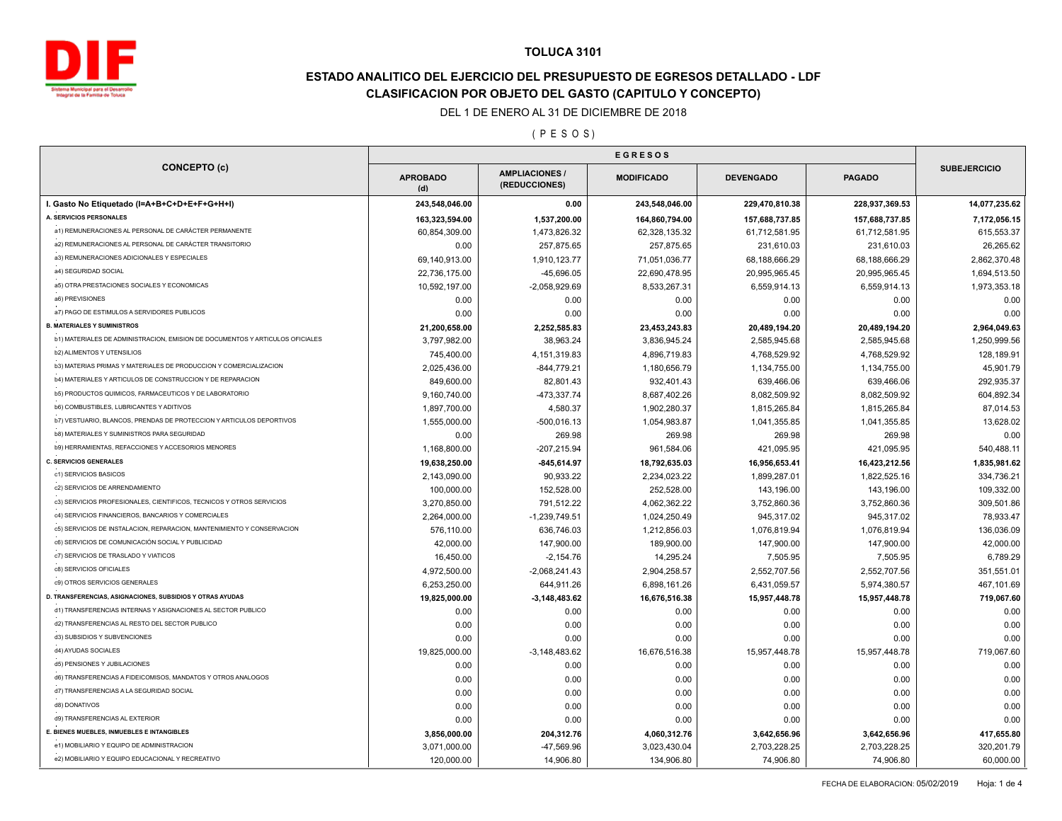# TOLUCA 3101

## ESTADO ANALITICO DEL EJERCICIO DEL PRESUPUESTO DE EGRESOS DETALLADO - LDF

## CLASIFICACION POR OBJETO DEL GASTO (CAPITULO Y CONCEPTO)

DEL 1 DE ENERO AL 31 DE DICIEMBRE DE 2018

( P E S O S )

| CONCEPTO (c) | EGRESOS | | | | | SUBEJERCICIO |
|---|---|---|---|---|---|---|
| | APROBADO (d) | AMPLIACIONES / (REDUCCIONES) | MODIFICADO | DEVENGADO | PAGADO | |
| **I. Gasto No Etiquetado (I=A+B+C+D+E+F+G+H+I)** | **243,548,046.00** | **0.00** | **243,548,046.00** | **229,470,810.38** | **228,937,369.53** | **14,077,235.62** |
| **A. SERVICIOS PERSONALES** | **163,323,594.00** | **1,537,200.00** | **164,860,794.00** | **157,688,737.85** | **157,688,737.85** | **7,172,056.15** |
| a1) REMUNERACIONES AL PERSONAL DE CARÁCTER PERMANENTE | 60,854,309.00 | 1,473,826.32 | 62,328,135.32 | 61,712,581.95 | 61,712,581.95 | 615,553.37 |
| a2) REMUNERACIONES AL PERSONAL DE CARÁCTER TRANSITORIO | 0.00 | 257,875.65 | 257,875.65 | 231,610.03 | 231,610.03 | 26,265.62 |
| a3) REMUNERACIONES ADICIONALES Y ESPECIALES | 69,140,913.00 | 1,910,123.77 | 71,051,036.77 | 68,188,666.29 | 68,188,666.29 | 2,862,370.48 |
| a4) SEGURIDAD SOCIAL | 22,736,175.00 | -45,696.05 | 22,690,478.95 | 20,995,965.45 | 20,995,965.45 | 1,694,513.50 |
| a5) OTRA PRESTACIONES SOCIALES Y ECONOMICAS | 10,592,197.00 | -2,058,929.69 | 8,533,267.31 | 6,559,914.13 | 6,559,914.13 | 1,973,353.18 |
| a6) PREVISIONES | 0.00 | 0.00 | 0.00 | 0.00 | 0.00 | 0.00 |
| a7) PAGO DE ESTIMULOS A SERVIDORES PUBLICOS | 0.00 | 0.00 | 0.00 | 0.00 | 0.00 | 0.00 |
| **B. MATERIALES Y SUMINISTROS** | **21,200,658.00** | **2,252,585.83** | **23,453,243.83** | **20,489,194.20** | **20,489,194.20** | **2,964,049.63** |
| b1) MATERIALES DE ADMINISTRACION, EMISION DE DOCUMENTOS Y ARTICULOS OFICIALES | 3,797,982.00 | 38,963.24 | 3,836,945.24 | 2,585,945.68 | 2,585,945.68 | 1,250,999.56 |
| b2) ALIMENTOS Y UTENSILIOS | 745,400.00 | 4,151,319.83 | 4,896,719.83 | 4,768,529.92 | 4,768,529.92 | 128,189.91 |
| b3) MATERIAS PRIMAS Y MATERIALES DE PRODUCCION Y COMERCIALIZACION | 2,025,436.00 | -844,779.21 | 1,180,656.79 | 1,134,755.00 | 1,134,755.00 | 45,901.79 |
| b4) MATERIALES Y ARTICULOS DE CONSTRUCCION Y DE REPARACION | 849,600.00 | 82,801.43 | 932,401.43 | 639,466.06 | 639,466.06 | 292,935.37 |
| b5) PRODUCTOS QUIMICOS, FARMACEUTICOS Y DE LABORATORIO | 9,160,740.00 | -473,337.74 | 8,687,402.26 | 8,082,509.92 | 8,082,509.92 | 604,892.34 |
| b6) COMBUSTIBLES, LUBRICANTES Y ADITIVOS | 1,897,700.00 | 4,580.37 | 1,902,280.37 | 1,815,265.84 | 1,815,265.84 | 87,014.53 |
| b7) VESTUARIO, BLANCOS, PRENDAS DE PROTECCION Y ARTICULOS DEPORTIVOS | 1,555,000.00 | -500,016.13 | 1,054,983.87 | 1,041,355.85 | 1,041,355.85 | 13,628.02 |
| b8) MATERIALES Y SUMINISTROS PARA SEGURIDAD | 0.00 | 269.98 | 269.98 | 269.98 | 269.98 | 0.00 |
| b9) HERRAMIENTAS, REFACCIONES Y ACCESORIOS MENORES | 1,168,800.00 | -207,215.94 | 961,584.06 | 421,095.95 | 421,095.95 | 540,488.11 |
| **C. SERVICIOS GENERALES** | **19,638,250.00** | **-845,614.97** | **18,792,635.03** | **16,956,653.41** | **16,423,212.56** | **1,835,981.62** |
| c1) SERVICIOS BASICOS | 2,143,090.00 | 90,933.22 | 2,234,023.22 | 1,899,287.01 | 1,822,525.16 | 334,736.21 |
| c2) SERVICIOS DE ARRENDAMIENTO | 100,000.00 | 152,528.00 | 252,528.00 | 143,196.00 | 143,196.00 | 109,332.00 |
| c3) SERVICIOS PROFESIONALES, CIENTIFICOS, TECNICOS Y OTROS SERVICIOS | 3,270,850.00 | 791,512.22 | 4,062,362.22 | 3,752,860.36 | 3,752,860.36 | 309,501.86 |
| c4) SERVICIOS FINANCIEROS, BANCARIOS Y COMERCIALES | 2,264,000.00 | -1,239,749.51 | 1,024,250.49 | 945,317.02 | 945,317.02 | 78,933.47 |
| c5) SERVICIOS DE INSTALACION, REPARACION, MANTENIMIENTO Y CONSERVACION | 576,110.00 | 636,746.03 | 1,212,856.03 | 1,076,819.94 | 1,076,819.94 | 136,036.09 |
| c6) SERVICIOS DE COMUNICACIÓN SOCIAL Y PUBLICIDAD | 42,000.00 | 147,900.00 | 189,900.00 | 147,900.00 | 147,900.00 | 42,000.00 |
| c7) SERVICIOS DE TRASLADO Y VIATICOS | 16,450.00 | -2,154.76 | 14,295.24 | 7,505.95 | 7,505.95 | 6,789.29 |
| c8) SERVICIOS OFICIALES | 4,972,500.00 | -2,068,241.43 | 2,904,258.57 | 2,552,707.56 | 2,552,707.56 | 351,551.01 |
| c9) OTROS SERVICIOS GENERALES | 6,253,250.00 | 644,911.26 | 6,898,161.26 | 6,431,059.57 | 5,974,380.57 | 467,101.69 |
| **D. TRANSFERENCIAS, ASIGNACIONES, SUBSIDIOS Y OTRAS AYUDAS** | **19,825,000.00** | **-3,148,483.62** | **16,676,516.38** | **15,957,448.78** | **15,957,448.78** | **719,067.60** |
| d1) TRANSFERENCIAS INTERNAS Y ASIGNACIONES AL SECTOR PUBLICO | 0.00 | 0.00 | 0.00 | 0.00 | 0.00 | 0.00 |
| d2) TRANSFERENCIAS AL RESTO DEL SECTOR PUBLICO | 0.00 | 0.00 | 0.00 | 0.00 | 0.00 | 0.00 |
| d3) SUBSIDIOS Y SUBVENCIONES | 0.00 | 0.00 | 0.00 | 0.00 | 0.00 | 0.00 |
| d4) AYUDAS SOCIALES | 19,825,000.00 | -3,148,483.62 | 16,676,516.38 | 15,957,448.78 | 15,957,448.78 | 719,067.60 |
| d5) PENSIONES Y JUBILACIONES | 0.00 | 0.00 | 0.00 | 0.00 | 0.00 | 0.00 |
| d6) TRANSFERENCIAS A FIDEICOMISOS, MANDATOS Y OTROS ANALOGOS | 0.00 | 0.00 | 0.00 | 0.00 | 0.00 | 0.00 |
| d7) TRANSFERENCIAS A LA SEGURIDAD SOCIAL | 0.00 | 0.00 | 0.00 | 0.00 | 0.00 | 0.00 |
| d8) DONATIVOS | 0.00 | 0.00 | 0.00 | 0.00 | 0.00 | 0.00 |
| d9) TRANSFERENCIAS AL EXTERIOR | 0.00 | 0.00 | 0.00 | 0.00 | 0.00 | 0.00 |
| **E. BIENES MUEBLES, INMUEBLES E INTANGIBLES** | **3,856,000.00** | **204,312.76** | **4,060,312.76** | **3,642,656.96** | **3,642,656.96** | **417,655.80** |
| e1) MOBILIARIO Y EQUIPO DE ADMINISTRACION | 3,071,000.00 | -47,569.96 | 3,023,430.04 | 2,703,228.25 | 2,703,228.25 | 320,201.79 |
| e2) MOBILIARIO Y EQUIPO EDUCACIONAL Y RECREATIVO | 120,000.00 | 14,906.80 | 134,906.80 | 74,906.80 | 74,906.80 | 60,000.00 |

FECHA DE ELABORACION: 05/02/2019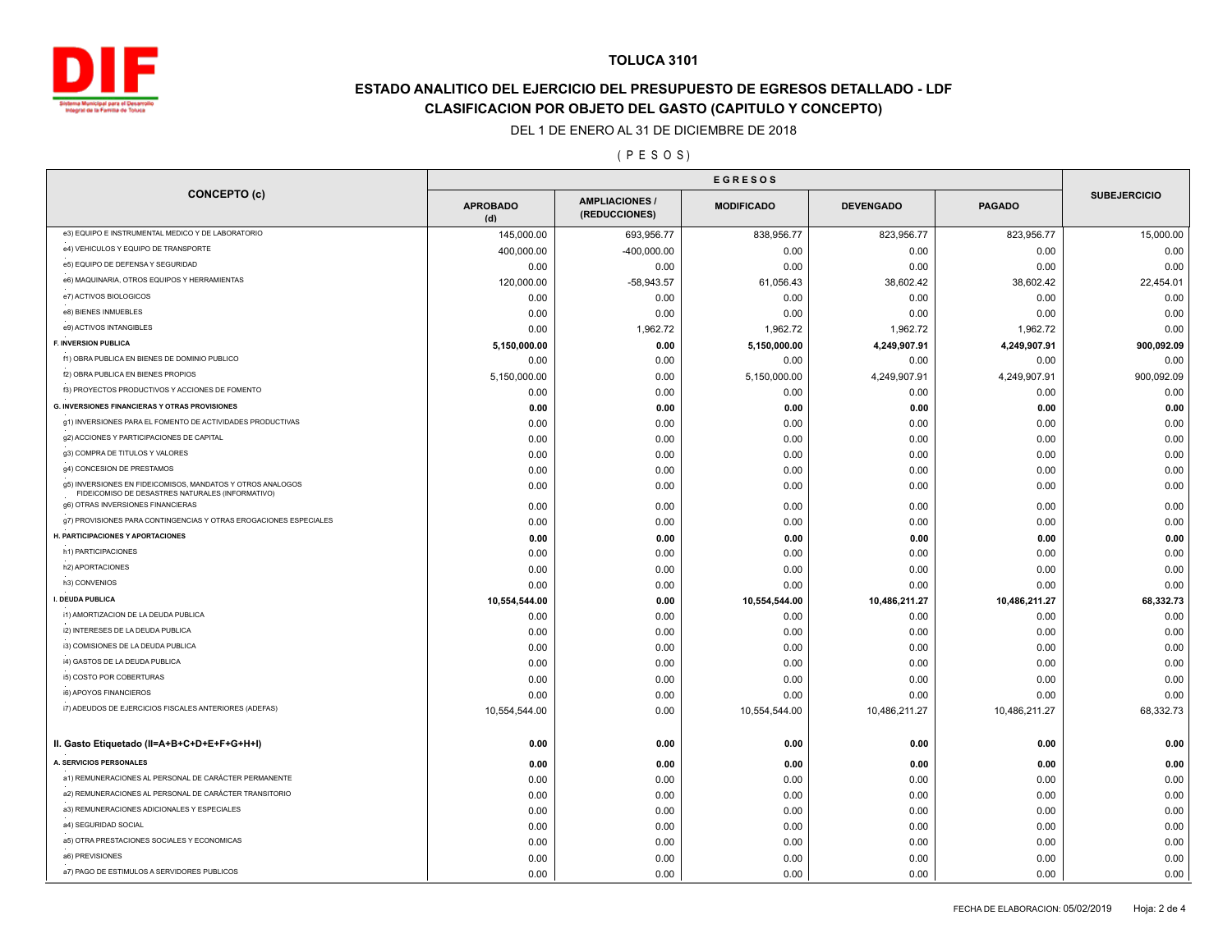# TOLUCA 3101

## ESTADO ANALITICO DEL EJERCICIO DEL PRESUPUESTO DE EGRESOS DETALLADO - LDF

## CLASIFICACION POR OBJETO DEL GASTO (CAPITULO Y CONCEPTO)

DEL 1 DE ENERO AL 31 DE DICIEMBRE DE 2018

( P E S O S )

| CONCEPTO (c) | EGRESOS | | | | | SUBEJERCICIO |
|---|---|---|---|---|---|---|
| | APROBADO (d) | AMPLIACIONES / (REDUCCIONES) | MODIFICADO | DEVENGADO | PAGADO | |
| e3) EQUIPO E INSTRUMENTAL MEDICO Y DE LABORATORIO | 145,000.00 | 693,956.77 | 838,956.77 | 823,956.77 | 823,956.77 | 15,000.00 |
| e4) VEHICULOS Y EQUIPO DE TRANSPORTE | 400,000.00 | -400,000.00 | 0.00 | 0.00 | 0.00 | 0.00 |
| e5) EQUIPO DE DEFENSA Y SEGURIDAD | 0.00 | 0.00 | 0.00 | 0.00 | 0.00 | 0.00 |
| e6) MAQUINARIA, OTROS EQUIPOS Y HERRAMIENTAS | 120,000.00 | -58,943.57 | 61,056.43 | 38,602.42 | 38,602.42 | 22,454.01 |
| e7) ACTIVOS BIOLOGICOS | 0.00 | 0.00 | 0.00 | 0.00 | 0.00 | 0.00 |
| e8) BIENES INMUEBLES | 0.00 | 0.00 | 0.00 | 0.00 | 0.00 | 0.00 |
| e9) ACTIVOS INTANGIBLES | 0.00 | 1,962.72 | 1,962.72 | 1,962.72 | 1,962.72 | 0.00 |
| **F. INVERSION PUBLICA** | **5,150,000.00** | **0.00** | **5,150,000.00** | **4,249,907.91** | **4,249,907.91** | **900,092.09** |
| f1) OBRA PUBLICA EN BIENES DE DOMINIO PUBLICO | 0.00 | 0.00 | 0.00 | 0.00 | 0.00 | 0.00 |
| f2) OBRA PUBLICA EN BIENES PROPIOS | 5,150,000.00 | 0.00 | 5,150,000.00 | 4,249,907.91 | 4,249,907.91 | 900,092.09 |
| f3) PROYECTOS PRODUCTIVOS Y ACCIONES DE FOMENTO | 0.00 | 0.00 | 0.00 | 0.00 | 0.00 | 0.00 |
| **G. INVERSIONES FINANCIERAS Y OTRAS PROVISIONES** | **0.00** | **0.00** | **0.00** | **0.00** | **0.00** | **0.00** |
| g1) INVERSIONES PARA EL FOMENTO DE ACTIVIDADES PRODUCTIVAS | 0.00 | 0.00 | 0.00 | 0.00 | 0.00 | 0.00 |
| g2) ACCIONES Y PARTICIPACIONES DE CAPITAL | 0.00 | 0.00 | 0.00 | 0.00 | 0.00 | 0.00 |
| g3) COMPRA DE TITULOS Y VALORES | 0.00 | 0.00 | 0.00 | 0.00 | 0.00 | 0.00 |
| g4) CONCESION DE PRESTAMOS | 0.00 | 0.00 | 0.00 | 0.00 | 0.00 | 0.00 |
| g5) INVERSIONES EN FIDEICOMISOS, MANDATOS Y OTROS ANALOGOS FIDEICOMISO DE DESASTRES NATURALES (INFORMATIVO) | 0.00 | 0.00 | 0.00 | 0.00 | 0.00 | 0.00 |
| g6) OTRAS INVERSIONES FINANCIERAS | 0.00 | 0.00 | 0.00 | 0.00 | 0.00 | 0.00 |
| g7) PROVISIONES PARA CONTINGENCIAS Y OTRAS EROGACIONES ESPECIALES | 0.00 | 0.00 | 0.00 | 0.00 | 0.00 | 0.00 |
| **H. PARTICIPACIONES Y APORTACIONES** | **0.00** | **0.00** | **0.00** | **0.00** | **0.00** | **0.00** |
| h1) PARTICIPACIONES | 0.00 | 0.00 | 0.00 | 0.00 | 0.00 | 0.00 |
| h2) APORTACIONES | 0.00 | 0.00 | 0.00 | 0.00 | 0.00 | 0.00 |
| h3) CONVENIOS | 0.00 | 0.00 | 0.00 | 0.00 | 0.00 | 0.00 |
| **I. DEUDA PUBLICA** | **10,554,544.00** | **0.00** | **10,554,544.00** | **10,486,211.27** | **10,486,211.27** | **68,332.73** |
| i1) AMORTIZACION DE LA DEUDA PUBLICA | 0.00 | 0.00 | 0.00 | 0.00 | 0.00 | 0.00 |
| i2) INTERESES DE LA DEUDA PUBLICA | 0.00 | 0.00 | 0.00 | 0.00 | 0.00 | 0.00 |
| i3) COMISIONES DE LA DEUDA PUBLICA | 0.00 | 0.00 | 0.00 | 0.00 | 0.00 | 0.00 |
| i4) GASTOS DE LA DEUDA PUBLICA | 0.00 | 0.00 | 0.00 | 0.00 | 0.00 | 0.00 |
| i5) COSTO POR COBERTURAS | 0.00 | 0.00 | 0.00 | 0.00 | 0.00 | 0.00 |
| i6) APOYOS FINANCIEROS | 0.00 | 0.00 | 0.00 | 0.00 | 0.00 | 0.00 |
| i7) ADEUDOS DE EJERCICIOS FISCALES ANTERIORES (ADEFAS) | 10,554,544.00 | 0.00 | 10,554,544.00 | 10,486,211.27 | 10,486,211.27 | 68,332.73 |
| **II. Gasto Etiquetado (II=A+B+C+D+E+F+G+H+I)** | **0.00** | **0.00** | **0.00** | **0.00** | **0.00** | **0.00** |
| **A. SERVICIOS PERSONALES** | **0.00** | **0.00** | **0.00** | **0.00** | **0.00** | **0.00** |
| a1) REMUNERACIONES AL PERSONAL DE CARÁCTER PERMANENTE | 0.00 | 0.00 | 0.00 | 0.00 | 0.00 | 0.00 |
| a2) REMUNERACIONES AL PERSONAL DE CARÁCTER TRANSITORIO | 0.00 | 0.00 | 0.00 | 0.00 | 0.00 | 0.00 |
| a3) REMUNERACIONES ADICIONALES Y ESPECIALES | 0.00 | 0.00 | 0.00 | 0.00 | 0.00 | 0.00 |
| a4) SEGURIDAD SOCIAL | 0.00 | 0.00 | 0.00 | 0.00 | 0.00 | 0.00 |
| a5) OTRA PRESTACIONES SOCIALES Y ECONOMICAS | 0.00 | 0.00 | 0.00 | 0.00 | 0.00 | 0.00 |
| a6) PREVISIONES | 0.00 | 0.00 | 0.00 | 0.00 | 0.00 | 0.00 |
| a7) PAGO DE ESTIMULOS A SERVIDORES PUBLICOS | 0.00 | 0.00 | 0.00 | 0.00 | 0.00 | 0.00 |

FECHA DE ELABORACION: 05/02/2019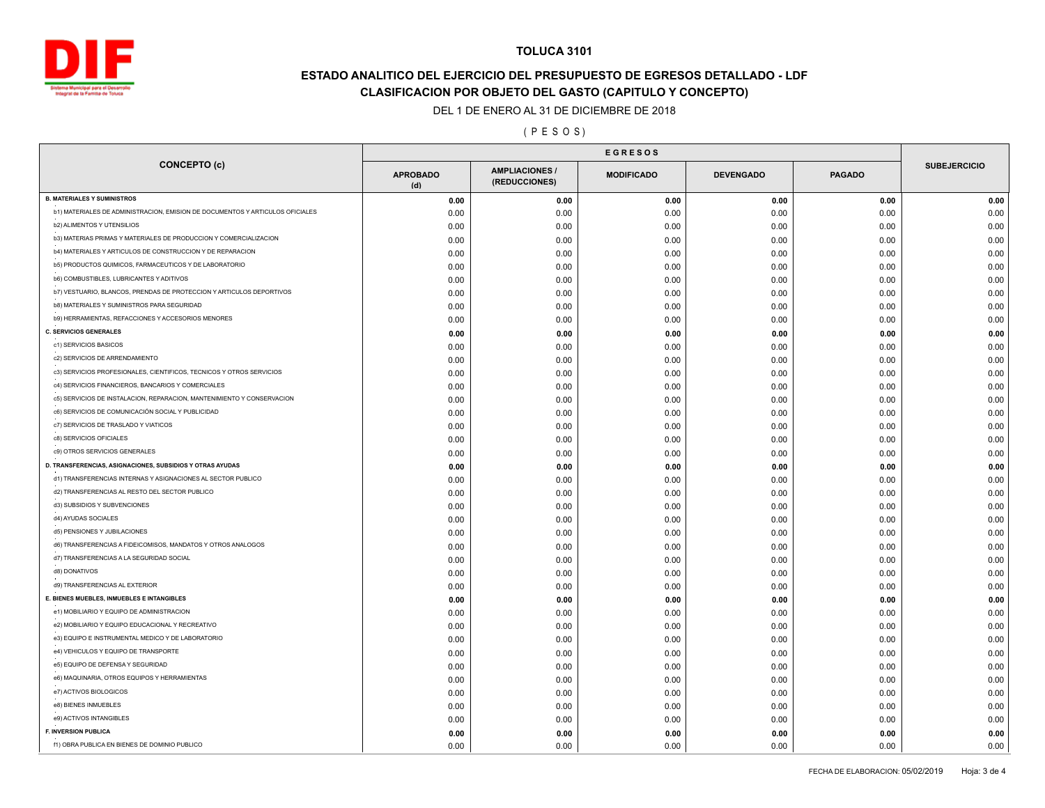# TOLUCA 3101

## ESTADO ANALITICO DEL EJERCICIO DEL PRESUPUESTO DE EGRESOS DETALLADO - LDF

## CLASIFICACION POR OBJETO DEL GASTO (CAPITULO Y CONCEPTO)

DEL 1 DE ENERO AL 31 DE DICIEMBRE DE 2018

( P E S O S )

| CONCEPTO (c) | EGRESOS | | | | | SUBEJERCICIO |
|---|---|---|---|---|---|---|
| | APROBADO (d) | AMPLIACIONES / (REDUCCIONES) | MODIFICADO | DEVENGADO | PAGADO | |
| **B. MATERIALES Y SUMINISTROS** | **0.00** | **0.00** | **0.00** | **0.00** | **0.00** | **0.00** |
| b1) MATERIALES DE ADMINISTRACION, EMISION DE DOCUMENTOS Y ARTICULOS OFICIALES | 0.00 | 0.00 | 0.00 | 0.00 | 0.00 | 0.00 |
| b2) ALIMENTOS Y UTENSILIOS | 0.00 | 0.00 | 0.00 | 0.00 | 0.00 | 0.00 |
| b3) MATERIAS PRIMAS Y MATERIALES DE PRODUCCION Y COMERCIALIZACION | 0.00 | 0.00 | 0.00 | 0.00 | 0.00 | 0.00 |
| b4) MATERIALES Y ARTICULOS DE CONSTRUCCION Y DE REPARACION | 0.00 | 0.00 | 0.00 | 0.00 | 0.00 | 0.00 |
| b5) PRODUCTOS QUIMICOS, FARMACEUTICOS Y DE LABORATORIO | 0.00 | 0.00 | 0.00 | 0.00 | 0.00 | 0.00 |
| b6) COMBUSTIBLES, LUBRICANTES Y ADITIVOS | 0.00 | 0.00 | 0.00 | 0.00 | 0.00 | 0.00 |
| b7) VESTUARIO, BLANCOS, PRENDAS DE PROTECCION Y ARTICULOS DEPORTIVOS | 0.00 | 0.00 | 0.00 | 0.00 | 0.00 | 0.00 |
| b8) MATERIALES Y SUMINISTROS PARA SEGURIDAD | 0.00 | 0.00 | 0.00 | 0.00 | 0.00 | 0.00 |
| b9) HERRAMIENTAS, REFACCIONES Y ACCESORIOS MENORES | 0.00 | 0.00 | 0.00 | 0.00 | 0.00 | 0.00 |
| **C. SERVICIOS GENERALES** | **0.00** | **0.00** | **0.00** | **0.00** | **0.00** | **0.00** |
| c1) SERVICIOS BASICOS | 0.00 | 0.00 | 0.00 | 0.00 | 0.00 | 0.00 |
| c2) SERVICIOS DE ARRENDAMIENTO | 0.00 | 0.00 | 0.00 | 0.00 | 0.00 | 0.00 |
| c3) SERVICIOS PROFESIONALES, CIENTIFICOS, TECNICOS Y OTROS SERVICIOS | 0.00 | 0.00 | 0.00 | 0.00 | 0.00 | 0.00 |
| c4) SERVICIOS FINANCIEROS, BANCARIOS Y COMERCIALES | 0.00 | 0.00 | 0.00 | 0.00 | 0.00 | 0.00 |
| c5) SERVICIOS DE INSTALACION, REPARACION, MANTENIMIENTO Y CONSERVACION | 0.00 | 0.00 | 0.00 | 0.00 | 0.00 | 0.00 |
| c6) SERVICIOS DE COMUNICACIÓN SOCIAL Y PUBLICIDAD | 0.00 | 0.00 | 0.00 | 0.00 | 0.00 | 0.00 |
| c7) SERVICIOS DE TRASLADO Y VIATICOS | 0.00 | 0.00 | 0.00 | 0.00 | 0.00 | 0.00 |
| c8) SERVICIOS OFICIALES | 0.00 | 0.00 | 0.00 | 0.00 | 0.00 | 0.00 |
| c9) OTROS SERVICIOS GENERALES | 0.00 | 0.00 | 0.00 | 0.00 | 0.00 | 0.00 |
| **D. TRANSFERENCIAS, ASIGNACIONES, SUBSIDIOS Y OTRAS AYUDAS** | **0.00** | **0.00** | **0.00** | **0.00** | **0.00** | **0.00** |
| d1) TRANSFERENCIAS INTERNAS Y ASIGNACIONES AL SECTOR PUBLICO | 0.00 | 0.00 | 0.00 | 0.00 | 0.00 | 0.00 |
| d2) TRANSFERENCIAS AL RESTO DEL SECTOR PUBLICO | 0.00 | 0.00 | 0.00 | 0.00 | 0.00 | 0.00 |
| d3) SUBSIDIOS Y SUBVENCIONES | 0.00 | 0.00 | 0.00 | 0.00 | 0.00 | 0.00 |
| d4) AYUDAS SOCIALES | 0.00 | 0.00 | 0.00 | 0.00 | 0.00 | 0.00 |
| d5) PENSIONES Y JUBILACIONES | 0.00 | 0.00 | 0.00 | 0.00 | 0.00 | 0.00 |
| d6) TRANSFERENCIAS A FIDEICOMISOS, MANDATOS Y OTROS ANALOGOS | 0.00 | 0.00 | 0.00 | 0.00 | 0.00 | 0.00 |
| d7) TRANSFERENCIAS A LA SEGURIDAD SOCIAL | 0.00 | 0.00 | 0.00 | 0.00 | 0.00 | 0.00 |
| d8) DONATIVOS | 0.00 | 0.00 | 0.00 | 0.00 | 0.00 | 0.00 |
| d9) TRANSFERENCIAS AL EXTERIOR | 0.00 | 0.00 | 0.00 | 0.00 | 0.00 | 0.00 |
| **E. BIENES MUEBLES, INMUEBLES E INTANGIBLES** | **0.00** | **0.00** | **0.00** | **0.00** | **0.00** | **0.00** |
| e1) MOBILIARIO Y EQUIPO DE ADMINISTRACION | 0.00 | 0.00 | 0.00 | 0.00 | 0.00 | 0.00 |
| e2) MOBILIARIO Y EQUIPO EDUCACIONAL Y RECREATIVO | 0.00 | 0.00 | 0.00 | 0.00 | 0.00 | 0.00 |
| e3) EQUIPO E INSTRUMENTAL MEDICO Y DE LABORATORIO | 0.00 | 0.00 | 0.00 | 0.00 | 0.00 | 0.00 |
| e4) VEHICULOS Y EQUIPO DE TRANSPORTE | 0.00 | 0.00 | 0.00 | 0.00 | 0.00 | 0.00 |
| e5) EQUIPO DE DEFENSA Y SEGURIDAD | 0.00 | 0.00 | 0.00 | 0.00 | 0.00 | 0.00 |
| e6) MAQUINARIA, OTROS EQUIPOS Y HERRAMIENTAS | 0.00 | 0.00 | 0.00 | 0.00 | 0.00 | 0.00 |
| e7) ACTIVOS BIOLOGICOS | 0.00 | 0.00 | 0.00 | 0.00 | 0.00 | 0.00 |
| e8) BIENES INMUEBLES | 0.00 | 0.00 | 0.00 | 0.00 | 0.00 | 0.00 |
| e9) ACTIVOS INTANGIBLES | 0.00 | 0.00 | 0.00 | 0.00 | 0.00 | 0.00 |
| **F. INVERSION PUBLICA** | **0.00** | **0.00** | **0.00** | **0.00** | **0.00** | **0.00** |
| f1) OBRA PUBLICA EN BIENES DE DOMINIO PUBLICO | 0.00 | 0.00 | 0.00 | 0.00 | 0.00 | 0.00 |

FECHA DE ELABORACION: 05/02/2019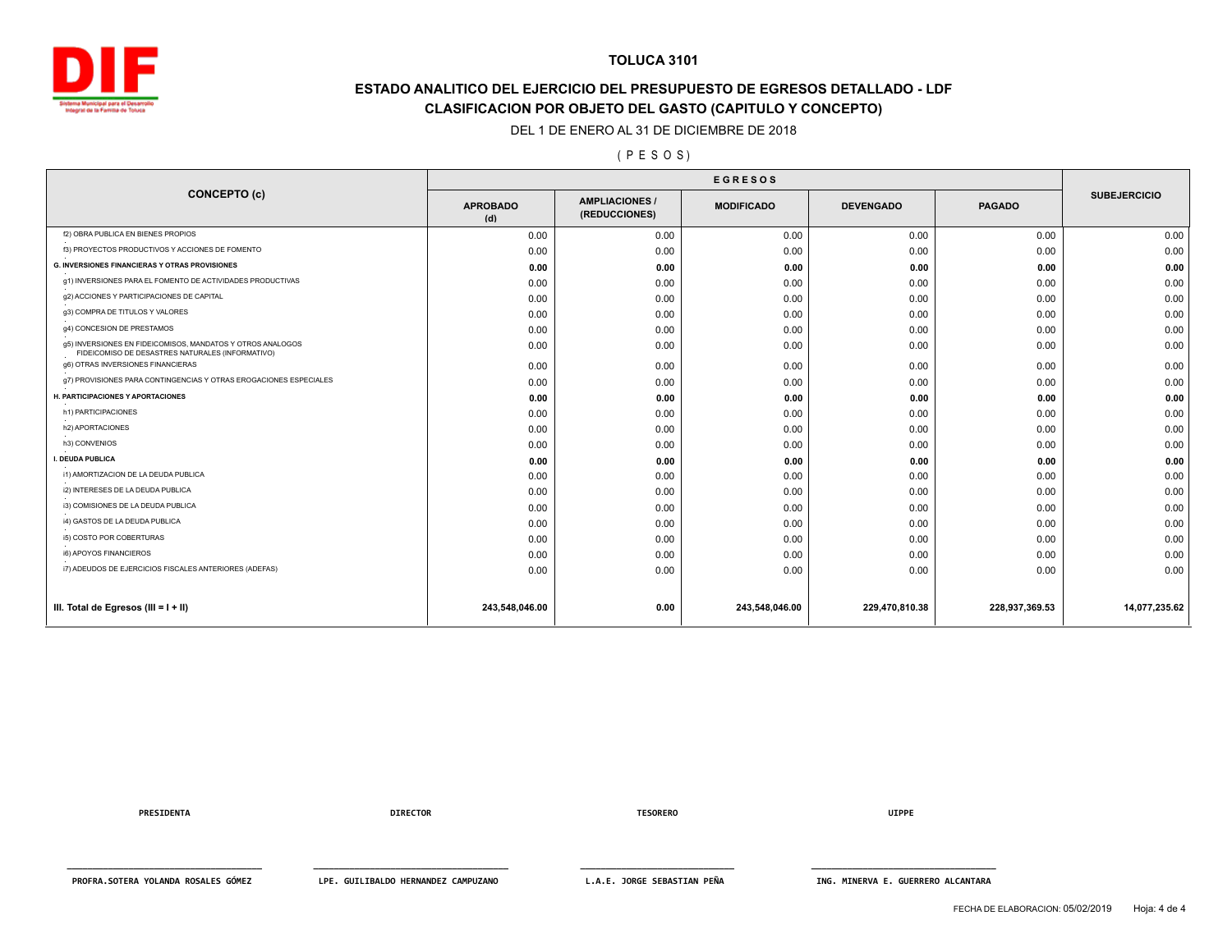**TOLUCA 3101**

## ESTADO ANALITICO DEL EJERCICIO DEL PRESUPUESTO DE EGRESOS DETALLADO - LDF

## CLASIFICACION POR OBJETO DEL GASTO (CAPITULO Y CONCEPTO)

DEL 1 DE ENERO AL 31 DE DICIEMBRE DE 2018

( P E S O S )

| CONCEPTO (c) | EGRESOS | | | | | SUBEJERCICIO |
|---|---|---|---|---|---|---|
| | APROBADO (d) | AMPLIACIONES / (REDUCCIONES) | MODIFICADO | DEVENGADO | PAGADO | |
| f2) OBRA PUBLICA EN BIENES PROPIOS | 0.00 | 0.00 | 0.00 | 0.00 | 0.00 | 0.00 |
| f3) PROYECTOS PRODUCTIVOS Y ACCIONES DE FOMENTO | 0.00 | 0.00 | 0.00 | 0.00 | 0.00 | 0.00 |
| **G. INVERSIONES FINANCIERAS Y OTRAS PROVISIONES** | **0.00** | **0.00** | **0.00** | **0.00** | **0.00** | **0.00** |
| g1) INVERSIONES PARA EL FOMENTO DE ACTIVIDADES PRODUCTIVAS | 0.00 | 0.00 | 0.00 | 0.00 | 0.00 | 0.00 |
| g2) ACCIONES Y PARTICIPACIONES DE CAPITAL | 0.00 | 0.00 | 0.00 | 0.00 | 0.00 | 0.00 |
| g3) COMPRA DE TITULOS Y VALORES | 0.00 | 0.00 | 0.00 | 0.00 | 0.00 | 0.00 |
| g4) CONCESION DE PRESTAMOS | 0.00 | 0.00 | 0.00 | 0.00 | 0.00 | 0.00 |
| g5) INVERSIONES EN FIDEICOMISOS, MANDATOS Y OTROS ANALOGOS FIDEICOMISO DE DESASTRES NATURALES (INFORMATIVO) | 0.00 | 0.00 | 0.00 | 0.00 | 0.00 | 0.00 |
| g6) OTRAS INVERSIONES FINANCIERAS | 0.00 | 0.00 | 0.00 | 0.00 | 0.00 | 0.00 |
| g7) PROVISIONES PARA CONTINGENCIAS Y OTRAS EROGACIONES ESPECIALES | 0.00 | 0.00 | 0.00 | 0.00 | 0.00 | 0.00 |
| **H. PARTICIPACIONES Y APORTACIONES** | **0.00** | **0.00** | **0.00** | **0.00** | **0.00** | **0.00** |
| h1) PARTICIPACIONES | 0.00 | 0.00 | 0.00 | 0.00 | 0.00 | 0.00 |
| h2) APORTACIONES | 0.00 | 0.00 | 0.00 | 0.00 | 0.00 | 0.00 |
| h3) CONVENIOS | 0.00 | 0.00 | 0.00 | 0.00 | 0.00 | 0.00 |
| **I. DEUDA PUBLICA** | **0.00** | **0.00** | **0.00** | **0.00** | **0.00** | **0.00** |
| i1) AMORTIZACION DE LA DEUDA PUBLICA | 0.00 | 0.00 | 0.00 | 0.00 | 0.00 | 0.00 |
| i2) INTERESES DE LA DEUDA PUBLICA | 0.00 | 0.00 | 0.00 | 0.00 | 0.00 | 0.00 |
| i3) COMISIONES DE LA DEUDA PUBLICA | 0.00 | 0.00 | 0.00 | 0.00 | 0.00 | 0.00 |
| i4) GASTOS DE LA DEUDA PUBLICA | 0.00 | 0.00 | 0.00 | 0.00 | 0.00 | 0.00 |
| i5) COSTO POR COBERTURAS | 0.00 | 0.00 | 0.00 | 0.00 | 0.00 | 0.00 |
| i6) APOYOS FINANCIEROS | 0.00 | 0.00 | 0.00 | 0.00 | 0.00 | 0.00 |
| i7) ADEUDOS DE EJERCICIOS FISCALES ANTERIORES (ADEFAS) | 0.00 | 0.00 | 0.00 | 0.00 | 0.00 | 0.00 |
| **III. Total de Egresos (III = I + II)** | **243,548,046.00** | **0.00** | **243,548,046.00** | **229,470,810.38** | **228,937,369.53** | **14,077,235.62** |

| PRESIDENTA | DIRECTOR | TESORERO | UIPPE |
|---|---|---|---|
| PROFRA.SOTERA YOLANDA ROSALES GÓMEZ | LPE. GUILIBALDO HERNANDEZ CAMPUZANO | L.A.E. JORGE SEBASTIAN PEÑA | ING. MINERVA E. GUERRERO ALCANTARA |

FECHA DE ELABORACION: 05/02/2019